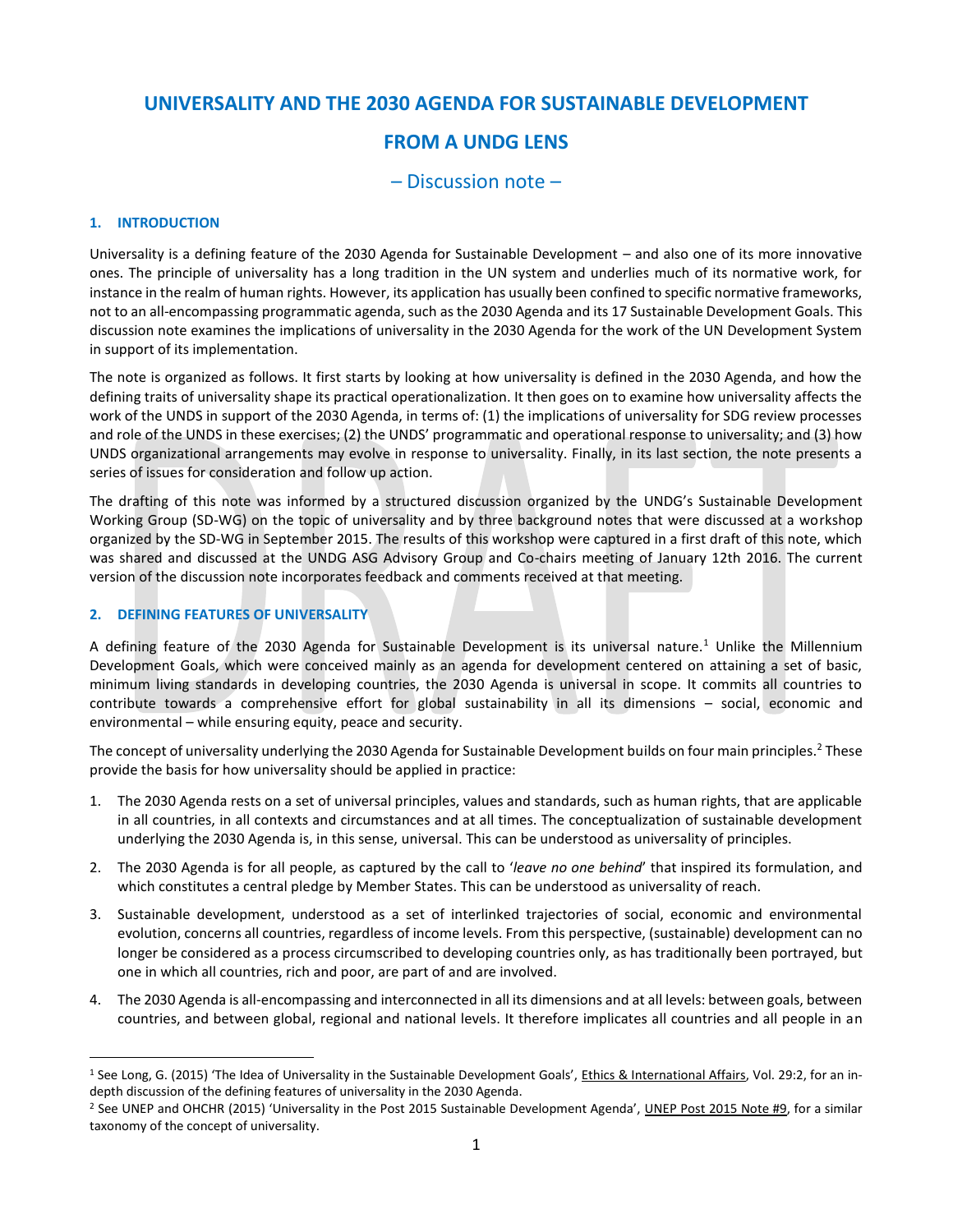# UNIVERSALITY AND THE 2030 AGENDA FOR SUSTAINABLE DEVELOPMENT FROM A UNDG LENS

– Discussion note –

## 1. INTRODUCTION

Universality is a defining feature of the 2030 Agenda for Sustainable Development – and also one of its more innovative ones. The principle of universality has a long tradition in the UN system and underlies much of its normative work, for instance in the realm of human rights. However, its application has usually been confined to specific normative frameworks, not to an all-encompassing programmatic agenda, such as the 2030 Agenda and its 17 Sustainable Development Goals. This discussion note examines the implications of universality in the 2030 Agenda for the work of the UN Development System in support of its implementation.

The note is organized as follows. It first starts by looking at how universality is defined in the 2030 Agenda, and how the defining traits of universality shape its practical operationalization. It then goes on to examine how universality affects the work of the UNDS in support of the 2030 Agenda, in terms of: (1) the implications of universality for SDG review processes and role of the UNDS in these exercises; (2) the UNDS' programmatic and operational response to universality; and (3) how UNDS organizational arrangements may evolve in response to universality. Finally, in its last section, the note presents a series of issues for consideration and follow up action.

The drafting of this note was informed by a structured discussion organized by the UNDG's Sustainable Development Working Group (SD-WG) on the topic of universality and by three background notes that were discussed at a workshop organized by the SD-WG in September 2015. The results of this workshop were captured in a first draft of this note, which was shared and discussed at the UNDG ASG Advisory Group and Co-chairs meeting of January 12th 2016. The current version of the discussion note incorporates feedback and comments received at that meeting.

## 2. DEFINING FEATURES OF UNIVERSALITY

A defining feature of the 2030 Agenda for Sustainable Development is its universal nature.[1] Unlike the Millennium Development Goals, which were conceived mainly as an agenda for development centered on attaining a set of basic, minimum living standards in developing countries, the 2030 Agenda is universal in scope. It commits all countries to contribute towards a comprehensive effort for global sustainability in all its dimensions – social, economic and environmental – while ensuring equity, peace and security.

The concept of universality underlying the 2030 Agenda for Sustainable Development builds on four main principles.[2] These provide the basis for how universality should be applied in practice:

1. The 2030 Agenda rests on a set of universal principles, values and standards, such as human rights, that are applicable in all countries, in all contexts and circumstances and at all times. The conceptualization of sustainable development underlying the 2030 Agenda is, in this sense, universal. This can be understood as universality of principles.
2. The 2030 Agenda is for all people, as captured by the call to '*leave no one behind*' that inspired its formulation, and which constitutes a central pledge by Member States. This can be understood as universality of reach.
3. Sustainable development, understood as a set of interlinked trajectories of social, economic and environmental evolution, concerns all countries, regardless of income levels. From this perspective, (sustainable) development can no longer be considered as a process circumscribed to developing countries only, as has traditionally been portrayed, but one in which all countries, rich and poor, are part of and are involved.
4. The 2030 Agenda is all-encompassing and interconnected in all its dimensions and at all levels: between goals, between countries, and between global, regional and national levels. It therefore implicates all countries and all people in an

---

[1] See Long, G. (2015) 'The Idea of Universality in the Sustainable Development Goals', Ethics & International Affairs, Vol. 29:2, for an in-depth discussion of the defining features of universality in the 2030 Agenda.

[2] See UNEP and OHCHR (2015) 'Universality in the Post 2015 Sustainable Development Agenda', UNEP Post 2015 Note #9, for a similar taxonomy of the concept of universality.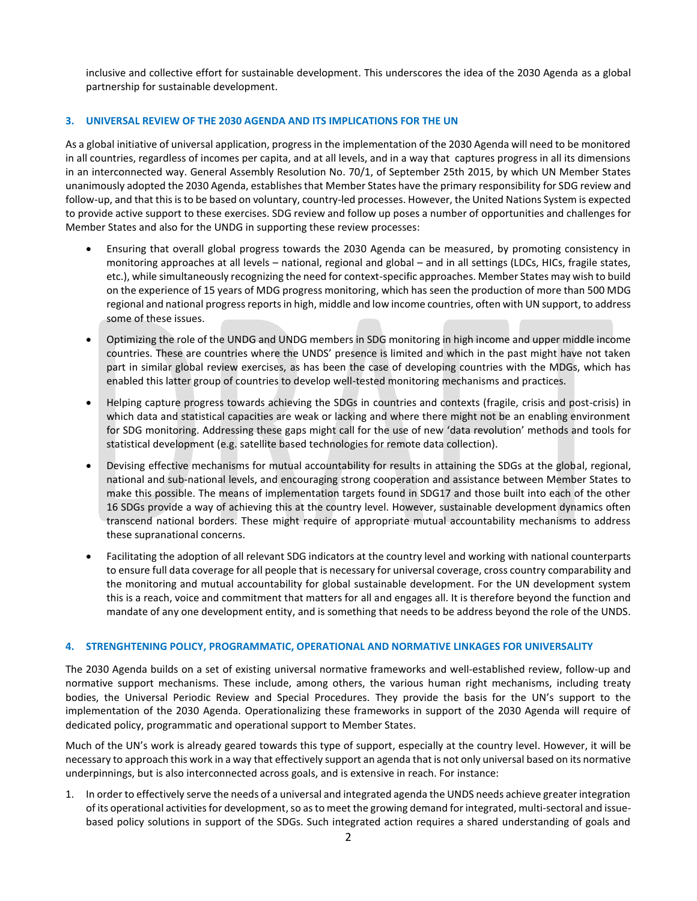inclusive and collective effort for sustainable development. This underscores the idea of the 2030 Agenda as a global partnership for sustainable development.

## 3. UNIVERSAL REVIEW OF THE 2030 AGENDA AND ITS IMPLICATIONS FOR THE UN

As a global initiative of universal application, progress in the implementation of the 2030 Agenda will need to be monitored in all countries, regardless of incomes per capita, and at all levels, and in a way that captures progress in all its dimensions in an interconnected way. General Assembly Resolution No. 70/1, of September 25th 2015, by which UN Member States unanimously adopted the 2030 Agenda, establishes that Member States have the primary responsibility for SDG review and follow-up, and that this is to be based on voluntary, country-led processes. However, the United Nations System is expected to provide active support to these exercises. SDG review and follow up poses a number of opportunities and challenges for Member States and also for the UNDG in supporting these review processes:

- Ensuring that overall global progress towards the 2030 Agenda can be measured, by promoting consistency in monitoring approaches at all levels – national, regional and global – and in all settings (LDCs, HICs, fragile states, etc.), while simultaneously recognizing the need for context-specific approaches. Member States may wish to build on the experience of 15 years of MDG progress monitoring, which has seen the production of more than 500 MDG regional and national progress reports in high, middle and low income countries, often with UN support, to address some of these issues.
- Optimizing the role of the UNDG and UNDG members in SDG monitoring in high income and upper middle income countries. These are countries where the UNDS' presence is limited and which in the past might have not taken part in similar global review exercises, as has been the case of developing countries with the MDGs, which has enabled this latter group of countries to develop well-tested monitoring mechanisms and practices.
- Helping capture progress towards achieving the SDGs in countries and contexts (fragile, crisis and post-crisis) in which data and statistical capacities are weak or lacking and where there might not be an enabling environment for SDG monitoring. Addressing these gaps might call for the use of new 'data revolution' methods and tools for statistical development (e.g. satellite based technologies for remote data collection).
- Devising effective mechanisms for mutual accountability for results in attaining the SDGs at the global, regional, national and sub-national levels, and encouraging strong cooperation and assistance between Member States to make this possible. The means of implementation targets found in SDG17 and those built into each of the other 16 SDGs provide a way of achieving this at the country level. However, sustainable development dynamics often transcend national borders. These might require of appropriate mutual accountability mechanisms to address these supranational concerns.
- Facilitating the adoption of all relevant SDG indicators at the country level and working with national counterparts to ensure full data coverage for all people that is necessary for universal coverage, cross country comparability and the monitoring and mutual accountability for global sustainable development. For the UN development system this is a reach, voice and commitment that matters for all and engages all. It is therefore beyond the function and mandate of any one development entity, and is something that needs to be address beyond the role of the UNDS.

## 4. STRENGHTENING POLICY, PROGRAMMATIC, OPERATIONAL AND NORMATIVE LINKAGES FOR UNIVERSALITY

The 2030 Agenda builds on a set of existing universal normative frameworks and well-established review, follow-up and normative support mechanisms. These include, among others, the various human right mechanisms, including treaty bodies, the Universal Periodic Review and Special Procedures. They provide the basis for the UN's support to the implementation of the 2030 Agenda. Operationalizing these frameworks in support of the 2030 Agenda will require of dedicated policy, programmatic and operational support to Member States.

Much of the UN's work is already geared towards this type of support, especially at the country level. However, it will be necessary to approach this work in a way that effectively support an agenda that is not only universal based on its normative underpinnings, but is also interconnected across goals, and is extensive in reach. For instance:

1. In order to effectively serve the needs of a universal and integrated agenda the UNDS needs achieve greater integration of its operational activities for development, so as to meet the growing demand for integrated, multi-sectoral and issue-based policy solutions in support of the SDGs. Such integrated action requires a shared understanding of goals and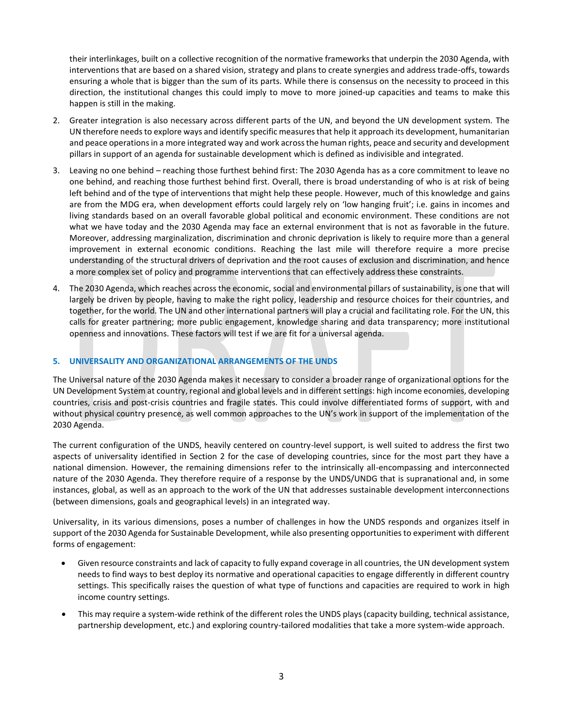their interlinkages, built on a collective recognition of the normative frameworks that underpin the 2030 Agenda, with interventions that are based on a shared vision, strategy and plans to create synergies and address trade-offs, towards ensuring a whole that is bigger than the sum of its parts. While there is consensus on the necessity to proceed in this direction, the institutional changes this could imply to move to more joined-up capacities and teams to make this happen is still in the making.

2. Greater integration is also necessary across different parts of the UN, and beyond the UN development system. The UN therefore needs to explore ways and identify specific measures that help it approach its development, humanitarian and peace operations in a more integrated way and work across the human rights, peace and security and development pillars in support of an agenda for sustainable development which is defined as indivisible and integrated.

3. Leaving no one behind – reaching those furthest behind first: The 2030 Agenda has as a core commitment to leave no one behind, and reaching those furthest behind first. Overall, there is broad understanding of who is at risk of being left behind and of the type of interventions that might help these people. However, much of this knowledge and gains are from the MDG era, when development efforts could largely rely on 'low hanging fruit'; i.e. gains in incomes and living standards based on an overall favorable global political and economic environment. These conditions are not what we have today and the 2030 Agenda may face an external environment that is not as favorable in the future. Moreover, addressing marginalization, discrimination and chronic deprivation is likely to require more than a general improvement in external economic conditions. Reaching the last mile will therefore require a more precise understanding of the structural drivers of deprivation and the root causes of exclusion and discrimination, and hence a more complex set of policy and programme interventions that can effectively address these constraints.

4. The 2030 Agenda, which reaches across the economic, social and environmental pillars of sustainability, is one that will largely be driven by people, having to make the right policy, leadership and resource choices for their countries, and together, for the world. The UN and other international partners will play a crucial and facilitating role. For the UN, this calls for greater partnering; more public engagement, knowledge sharing and data transparency; more institutional openness and innovations. These factors will test if we are fit for a universal agenda.

## 5. UNIVERSALITY AND ORGANIZATIONAL ARRANGEMENTS OF THE UNDS

The Universal nature of the 2030 Agenda makes it necessary to consider a broader range of organizational options for the UN Development System at country, regional and global levels and in different settings: high income economies, developing countries, crisis and post-crisis countries and fragile states. This could involve differentiated forms of support, with and without physical country presence, as well common approaches to the UN's work in support of the implementation of the 2030 Agenda.

The current configuration of the UNDS, heavily centered on country-level support, is well suited to address the first two aspects of universality identified in Section 2 for the case of developing countries, since for the most part they have a national dimension. However, the remaining dimensions refer to the intrinsically all-encompassing and interconnected nature of the 2030 Agenda. They therefore require of a response by the UNDS/UNDG that is supranational and, in some instances, global, as well as an approach to the work of the UN that addresses sustainable development interconnections (between dimensions, goals and geographical levels) in an integrated way.

Universality, in its various dimensions, poses a number of challenges in how the UNDS responds and organizes itself in support of the 2030 Agenda for Sustainable Development, while also presenting opportunities to experiment with different forms of engagement:

- Given resource constraints and lack of capacity to fully expand coverage in all countries, the UN development system needs to find ways to best deploy its normative and operational capacities to engage differently in different country settings. This specifically raises the question of what type of functions and capacities are required to work in high income country settings.
- This may require a system-wide rethink of the different roles the UNDS plays (capacity building, technical assistance, partnership development, etc.) and exploring country-tailored modalities that take a more system-wide approach.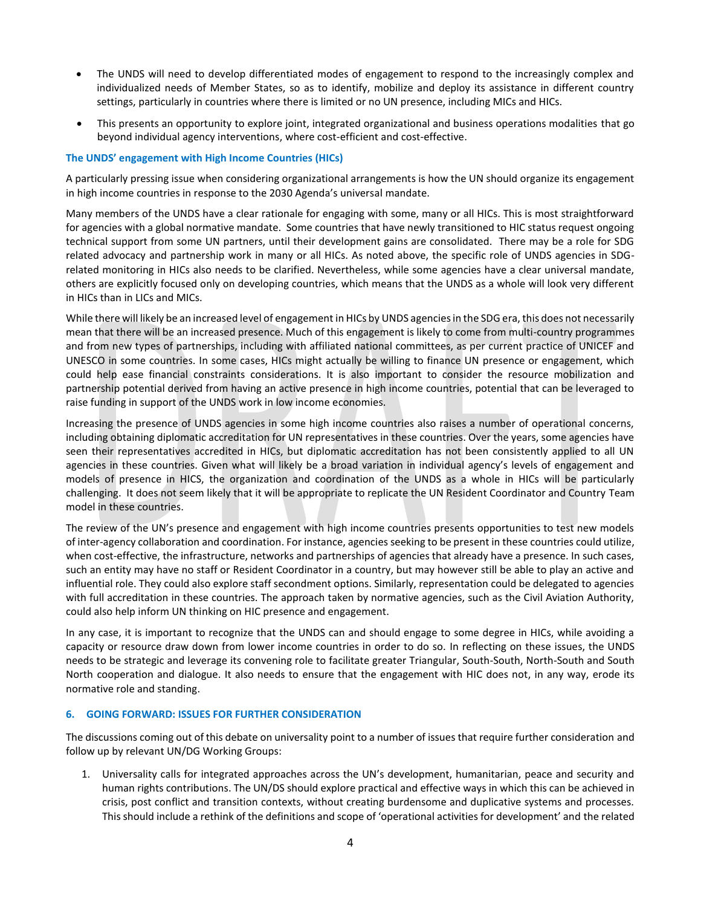- The UNDS will need to develop differentiated modes of engagement to respond to the increasingly complex and individualized needs of Member States, so as to identify, mobilize and deploy its assistance in different country settings, particularly in countries where there is limited or no UN presence, including MICs and HICs.
- This presents an opportunity to explore joint, integrated organizational and business operations modalities that go beyond individual agency interventions, where cost-efficient and cost-effective.

### The UNDS' engagement with High Income Countries (HICs)

A particularly pressing issue when considering organizational arrangements is how the UN should organize its engagement in high income countries in response to the 2030 Agenda's universal mandate.

Many members of the UNDS have a clear rationale for engaging with some, many or all HICs. This is most straightforward for agencies with a global normative mandate. Some countries that have newly transitioned to HIC status request ongoing technical support from some UN partners, until their development gains are consolidated. There may be a role for SDG related advocacy and partnership work in many or all HICs. As noted above, the specific role of UNDS agencies in SDG-related monitoring in HICs also needs to be clarified. Nevertheless, while some agencies have a clear universal mandate, others are explicitly focused only on developing countries, which means that the UNDS as a whole will look very different in HICs than in LICs and MICs.

While there will likely be an increased level of engagement in HICs by UNDS agencies in the SDG era, this does not necessarily mean that there will be an increased presence. Much of this engagement is likely to come from multi-country programmes and from new types of partnerships, including with affiliated national committees, as per current practice of UNICEF and UNESCO in some countries. In some cases, HICs might actually be willing to finance UN presence or engagement, which could help ease financial constraints considerations. It is also important to consider the resource mobilization and partnership potential derived from having an active presence in high income countries, potential that can be leveraged to raise funding in support of the UNDS work in low income economies.

Increasing the presence of UNDS agencies in some high income countries also raises a number of operational concerns, including obtaining diplomatic accreditation for UN representatives in these countries. Over the years, some agencies have seen their representatives accredited in HICs, but diplomatic accreditation has not been consistently applied to all UN agencies in these countries. Given what will likely be a broad variation in individual agency's levels of engagement and models of presence in HICS, the organization and coordination of the UNDS as a whole in HICs will be particularly challenging. It does not seem likely that it will be appropriate to replicate the UN Resident Coordinator and Country Team model in these countries.

The review of the UN's presence and engagement with high income countries presents opportunities to test new models of inter-agency collaboration and coordination. For instance, agencies seeking to be present in these countries could utilize, when cost-effective, the infrastructure, networks and partnerships of agencies that already have a presence. In such cases, such an entity may have no staff or Resident Coordinator in a country, but may however still be able to play an active and influential role. They could also explore staff secondment options. Similarly, representation could be delegated to agencies with full accreditation in these countries. The approach taken by normative agencies, such as the Civil Aviation Authority, could also help inform UN thinking on HIC presence and engagement.

In any case, it is important to recognize that the UNDS can and should engage to some degree in HICs, while avoiding a capacity or resource draw down from lower income countries in order to do so. In reflecting on these issues, the UNDS needs to be strategic and leverage its convening role to facilitate greater Triangular, South-South, North-South and South North cooperation and dialogue. It also needs to ensure that the engagement with HIC does not, in any way, erode its normative role and standing.

## 6. GOING FORWARD: ISSUES FOR FURTHER CONSIDERATION

The discussions coming out of this debate on universality point to a number of issues that require further consideration and follow up by relevant UN/DG Working Groups:

1. Universality calls for integrated approaches across the UN's development, humanitarian, peace and security and human rights contributions. The UN/DS should explore practical and effective ways in which this can be achieved in crisis, post conflict and transition contexts, without creating burdensome and duplicative systems and processes. This should include a rethink of the definitions and scope of 'operational activities for development' and the related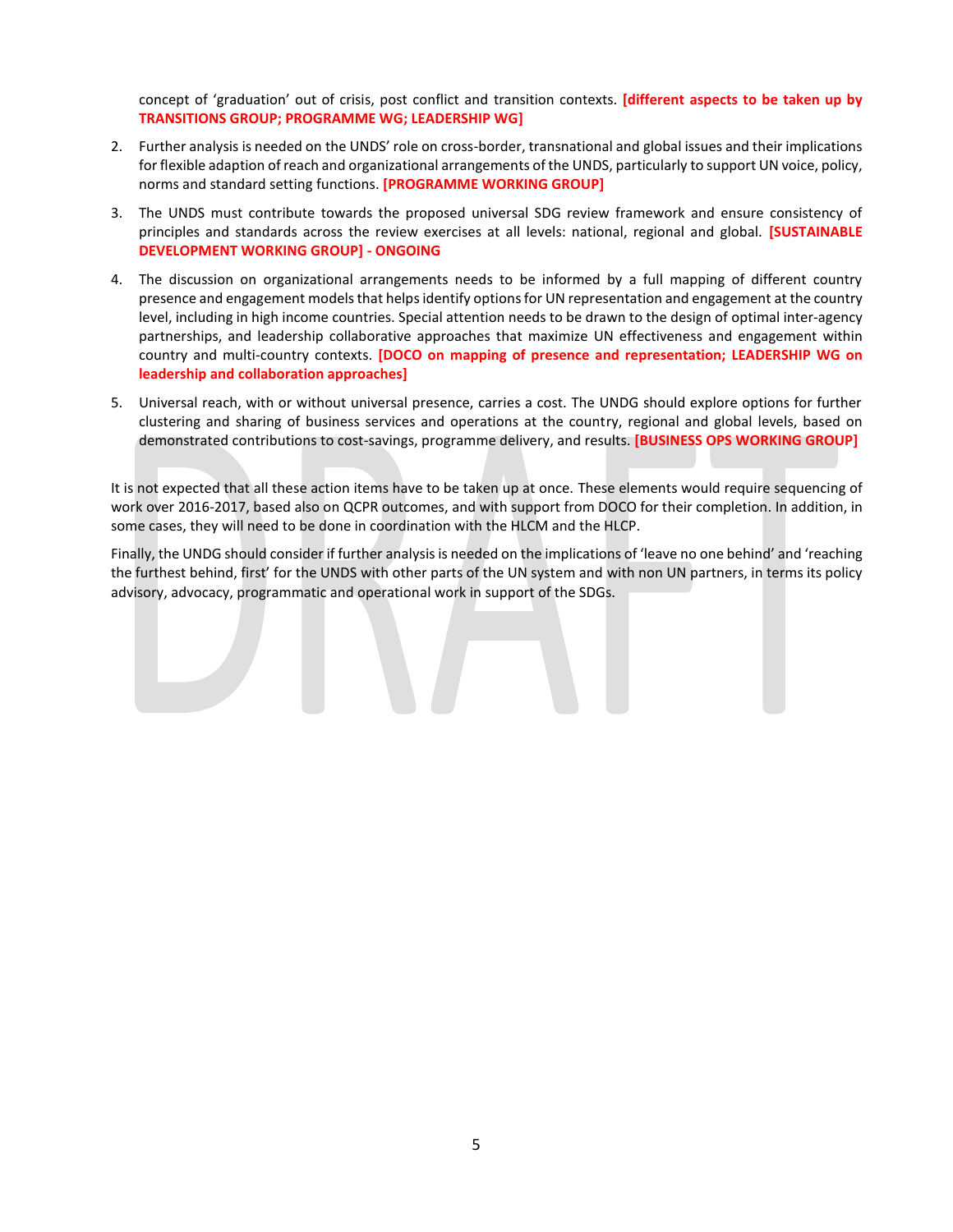concept of 'graduation' out of crisis, post conflict and transition contexts. **[different aspects to be taken up by TRANSITIONS GROUP; PROGRAMME WG; LEADERSHIP WG]**

2. Further analysis is needed on the UNDS' role on cross-border, transnational and global issues and their implications for flexible adaption of reach and organizational arrangements of the UNDS, particularly to support UN voice, policy, norms and standard setting functions. **[PROGRAMME WORKING GROUP]**

3. The UNDS must contribute towards the proposed universal SDG review framework and ensure consistency of principles and standards across the review exercises at all levels: national, regional and global. **[SUSTAINABLE DEVELOPMENT WORKING GROUP] - ONGOING**

4. The discussion on organizational arrangements needs to be informed by a full mapping of different country presence and engagement models that helps identify options for UN representation and engagement at the country level, including in high income countries. Special attention needs to be drawn to the design of optimal inter-agency partnerships, and leadership collaborative approaches that maximize UN effectiveness and engagement within country and multi-country contexts. **[DOCO on mapping of presence and representation; LEADERSHIP WG on leadership and collaboration approaches]**

5. Universal reach, with or without universal presence, carries a cost. The UNDG should explore options for further clustering and sharing of business services and operations at the country, regional and global levels, based on demonstrated contributions to cost-savings, programme delivery, and results. **[BUSINESS OPS WORKING GROUP]**

It is not expected that all these action items have to be taken up at once. These elements would require sequencing of work over 2016-2017, based also on QCPR outcomes, and with support from DOCO for their completion. In addition, in some cases, they will need to be done in coordination with the HLCM and the HLCP.

Finally, the UNDG should consider if further analysis is needed on the implications of 'leave no one behind' and 'reaching the furthest behind, first' for the UNDS with other parts of the UN system and with non UN partners, in terms its policy advisory, advocacy, programmatic and operational work in support of the SDGs.